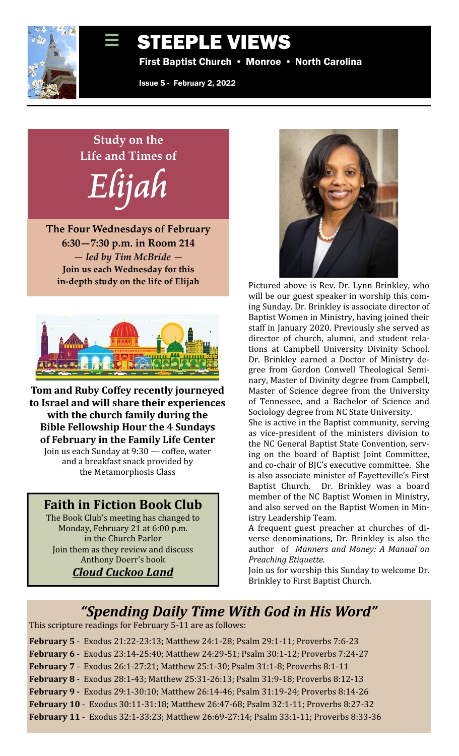# STEEPLE VIEWS

First Baptist Church • Monroe • North Carolina

Issue 5 - February 2, 2022

## Study on the Life and Times of *Elijah*

**The Four Wednesdays of February**
**6:30—7:30 p.m. in Room 214**
***— led by Tim McBride —***
**Join us each Wednesday for this in-depth study on the life of Elijah**

**Tom and Ruby Coffey recently journeyed to Israel and will share their experiences with the church family during the Bible Fellowship Hour the 4 Sundays of February in the Family Life Center**

Join us each Sunday at 9:30 — coffee, water and a breakfast snack provided by the Metamorphosis Class

## Faith in Fiction Book Club

The Book Club's meeting has changed to Monday, February 21 at 6:00 p.m. in the Church Parlor
Join them as they review and discuss Anthony Doerr's book

***Cloud Cuckoo Land***

Pictured above is Rev. Dr. Lynn Brinkley, who will be our guest speaker in worship this coming Sunday. Dr. Brinkley is associate director of Baptist Women in Ministry, having joined their staff in January 2020. Previously she served as director of church, alumni, and student relations at Campbell University Divinity School. Dr. Brinkley earned a Doctor of Ministry degree from Gordon Conwell Theological Seminary, Master of Divinity degree from Campbell, Master of Science degree from the University of Tennessee, and a Bachelor of Science and Sociology degree from NC State University.

She is active in the Baptist community, serving as vice-president of the ministers division to the NC General Baptist State Convention, serving on the board of Baptist Joint Committee, and co-chair of BJC's executive committee. She is also associate minister of Fayetteville's First Baptist Church. Dr. Brinkley was a board member of the NC Baptist Women in Ministry, and also served on the Baptist Women in Ministry Leadership Team.

A frequent guest preacher at churches of diverse denominations, Dr. Brinkley is also the author of *Manners and Money: A Manual on Preaching Etiquette.*

Join us for worship this Sunday to welcome Dr. Brinkley to First Baptist Church.

## *"Spending Daily Time With God in His Word"*

This scripture readings for February 5-11 are as follows:

**February 5** - Exodus 21:22-23:13; Matthew 24:1-28; Psalm 29:1-11; Proverbs 7:6-23
**February 6** - Exodus 23:14-25:40; Matthew 24:29-51; Psalm 30:1-12; Proverbs 7:24-27
**February 7** - Exodus 26:1-27:21; Matthew 25:1-30; Psalm 31:1-8; Proverbs 8:1-11
**February 8** - Exodus 28:1-43; Matthew 25:31-26:13; Psalm 31:9-18; Proverbs 8:12-13
**February 9** - Exodus 29:1-30:10; Matthew 26:14-46; Psalm 31:19-24; Proverbs 8:14-26
**February 10** - Exodus 30:11-31:18; Matthew 26:47-68; Psalm 32:1-11; Proverbs 8:27-32
**February 11** - Exodus 32:1-33:23; Matthew 26:69-27:14; Psalm 33:1-11; Proverbs 8:33-36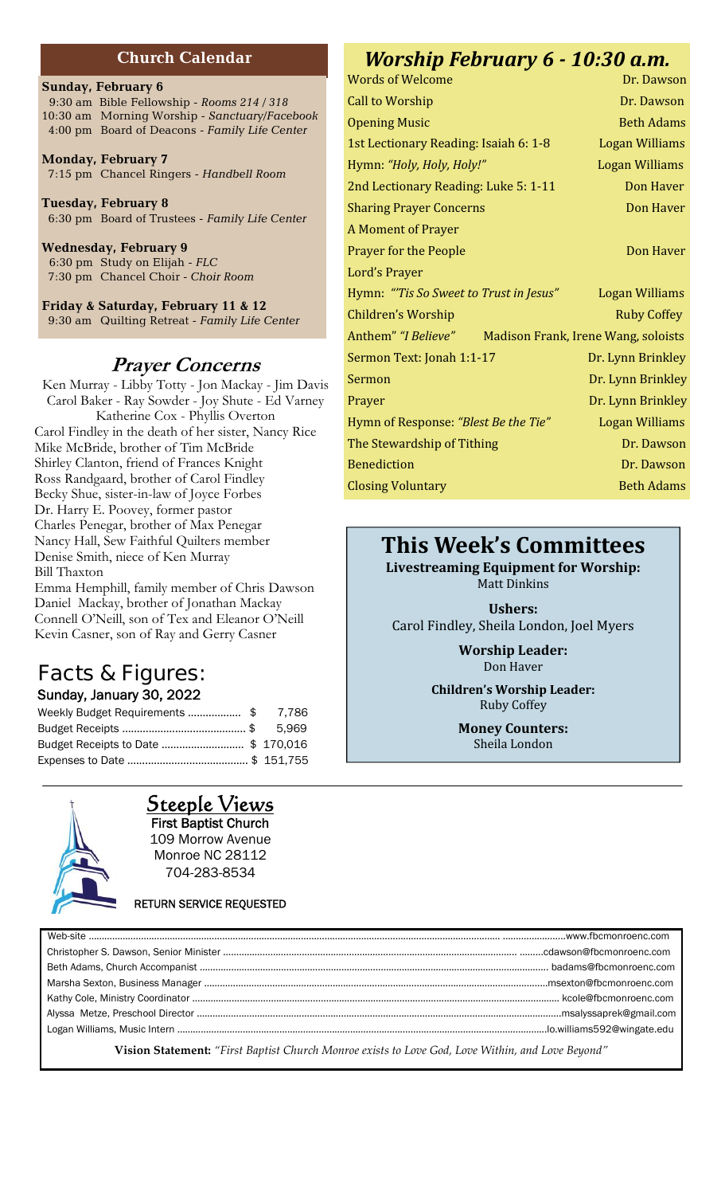## Church Calendar

**Sunday, February 6**
9:30 am Bible Fellowship - *Rooms 214 / 318*
10:30 am Morning Worship - *Sanctuary/Facebook*
4:00 pm Board of Deacons - *Family Life Center*

**Monday, February 7**
7:15 pm Chancel Ringers - *Handbell Room*

**Tuesday, February 8**
6:30 pm Board of Trustees - *Family Life Center*

**Wednesday, February 9**
6:30 pm Study on Elijah - *FLC*
7:30 pm Chancel Choir - *Choir Room*

**Friday & Saturday, February 11 & 12**
9:30 am Quilting Retreat - *Family Life Center*

## Prayer Concerns

Ken Murray - Libby Totty - Jon Mackay - Jim Davis
Carol Baker - Ray Sowder - Joy Shute - Ed Varney
Katherine Cox - Phyllis Overton
Carol Findley in the death of her sister, Nancy Rice
Mike McBride, brother of Tim McBride
Shirley Clanton, friend of Frances Knight
Ross Randgaard, brother of Carol Findley
Becky Shue, sister-in-law of Joyce Forbes
Dr. Harry E. Poovey, former pastor
Charles Penegar, brother of Max Penegar
Nancy Hall, Sew Faithful Quilters member
Denise Smith, niece of Ken Murray
Bill Thaxton
Emma Hemphill, family member of Chris Dawson
Daniel Mackay, brother of Jonathan Mackay
Connell O'Neill, son of Tex and Eleanor O'Neill
Kevin Casner, son of Ray and Gerry Casner

## Facts & Figures:

### Sunday, January 30, 2022

| | |
|---|---|
| Weekly Budget Requirements | $ 7,786 |
| Budget Receipts | $ 5,969 |
| Budget Receipts to Date | $ 170,016 |
| Expenses to Date | $ 151,755 |

## *Worship February 6 - 10:30 a.m.*

| | |
|---|---|
| Words of Welcome | Dr. Dawson |
| Call to Worship | Dr. Dawson |
| Opening Music | Beth Adams |
| 1st Lectionary Reading: Isaiah 6: 1-8 | Logan Williams |
| Hymn: *"Holy, Holy, Holy!"* | Logan Williams |
| 2nd Lectionary Reading: Luke 5: 1-11 | Don Haver |
| Sharing Prayer Concerns | Don Haver |
| A Moment of Prayer | |
| Prayer for the People | Don Haver |
| Lord's Prayer | |
| Hymn: *"'Tis So Sweet to Trust in Jesus"* | Logan Williams |
| Children's Worship | Ruby Coffey |
| Anthem" *"I Believe"* | Madison Frank, Irene Wang, soloists |
| Sermon Text: Jonah 1:1-17 | Dr. Lynn Brinkley |
| Sermon | Dr. Lynn Brinkley |
| Prayer | Dr. Lynn Brinkley |
| Hymn of Response: *"Blest Be the Tie"* | Logan Williams |
| The Stewardship of Tithing | Dr. Dawson |
| Benediction | Dr. Dawson |
| Closing Voluntary | Beth Adams |

## This Week's Committees

**Livestreaming Equipment for Worship:**
Matt Dinkins

**Ushers:**
Carol Findley, Sheila London, Joel Myers

**Worship Leader:**
Don Haver

**Children's Worship Leader:**
Ruby Coffey

**Money Counters:**
Sheila London

## Steeple Views

First Baptist Church
109 Morrow Avenue
Monroe NC 28112
704-283-8534

RETURN SERVICE REQUESTED

| | |
|---|---|
| Web-site | www.fbcmonroenc.com |
| Christopher S. Dawson, Senior Minister | cdawson@fbcmonroenc.com |
| Beth Adams, Church Accompanist | badams@fbcmonroenc.com |
| Marsha Sexton, Business Manager | msexton@fbcmonroenc.com |
| Kathy Cole, Ministry Coordinator | kcole@fbcmonroenc.com |
| Alyssa Metze, Preschool Director | msalyssaprek@gmail.com |
| Logan Williams, Music Intern | lo.williams592@wingate.edu |

**Vision Statement:** *"First Baptist Church Monroe exists to Love God, Love Within, and Love Beyond"*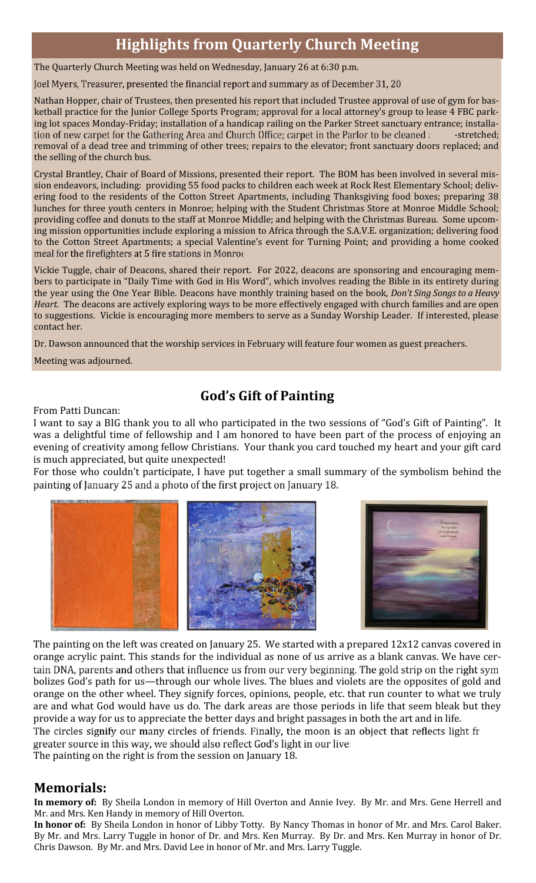## Highlights from Quarterly Church Meeting

The Quarterly Church Meeting was held on Wednesday, January 26 at 6:30 p.m.

Joel Myers, Treasurer, presented the financial report and summary as of December 31, 20

Nathan Hopper, chair of Trustees, then presented his report that included Trustee approval of use of gym for basketball practice for the Junior College Sports Program; approval for a local attorney's group to lease 4 FBC parking lot spaces Monday-Friday; installation of a handicap railing on the Parker Street sanctuary entrance; installation of new carpet for the Gathering Area and Church Office; carpet in the Parlor to be cleaned -stretched; removal of a dead tree and trimming of other trees; repairs to the elevator; front sanctuary doors replaced; and the selling of the church bus.

Crystal Brantley, Chair of Board of Missions, presented their report. The BOM has been involved in several mission endeavors, including: providing 55 food packs to children each week at Rock Rest Elementary School; delivering food to the residents of the Cotton Street Apartments, including Thanksgiving food boxes; preparing 38 lunches for three youth centers in Monroe; helping with the Student Christmas Store at Monroe Middle School; providing coffee and donuts to the staff at Monroe Middle; and helping with the Christmas Bureau. Some upcoming mission opportunities include exploring a mission to Africa through the S.A.V.E. organization; delivering food to the Cotton Street Apartments; a special Valentine's event for Turning Point; and providing a home cooked meal for the firefighters at 5 fire stations in Monroe

Vickie Tuggle, chair of Deacons, shared their report. For 2022, deacons are sponsoring and encouraging members to participate in "Daily Time with God in His Word", which involves reading the Bible in its entirety during the year using the One Year Bible. Deacons have monthly training based on the book, *Don't Sing Songs to a Heavy Heart.* The deacons are actively exploring ways to be more effectively engaged with church families and are open to suggestions. Vickie is encouraging more members to serve as a Sunday Worship Leader. If interested, please contact her.

Dr. Dawson announced that the worship services in February will feature four women as guest preachers.

Meeting was adjourned.

## God's Gift of Painting

From Patti Duncan:

I want to say a BIG thank you to all who participated in the two sessions of "God's Gift of Painting". It was a delightful time of fellowship and I am honored to have been part of the process of enjoying an evening of creativity among fellow Christians. Your thank you card touched my heart and your gift card is much appreciated, but quite unexpected!

For those who couldn't participate, I have put together a small summary of the symbolism behind the painting of January 25 and a photo of the first project on January 18.

The painting on the left was created on January 25. We started with a prepared 12x12 canvas covered in orange acrylic paint. This stands for the individual as none of us arrive as a blank canvas. We have certain DNA, parents and others that influence us from our very beginning. The gold strip on the right symbolizes God's path for us—through our whole lives. The blues and violets are the opposites of gold and orange on the other wheel. They signify forces, opinions, people, etc. that run counter to what we truly are and what God would have us do. The dark areas are those periods in life that seem bleak but they provide a way for us to appreciate the better days and bright passages in both the art and in life.

The circles signify our many circles of friends. Finally, the moon is an object that reflects light fr greater source in this way, we should also reflect God's light in our live

The painting on the right is from the session on January 18.

## Memorials:

**In memory of:** By Sheila London in memory of Hill Overton and Annie Ivey. By Mr. and Mrs. Gene Herrell and Mr. and Mrs. Ken Handy in memory of Hill Overton.

**In honor of:** By Sheila London in honor of Libby Totty. By Nancy Thomas in honor of Mr. and Mrs. Carol Baker. By Mr. and Mrs. Larry Tuggle in honor of Dr. and Mrs. Ken Murray. By Dr. and Mrs. Ken Murray in honor of Dr. Chris Dawson. By Mr. and Mrs. David Lee in honor of Mr. and Mrs. Larry Tuggle.